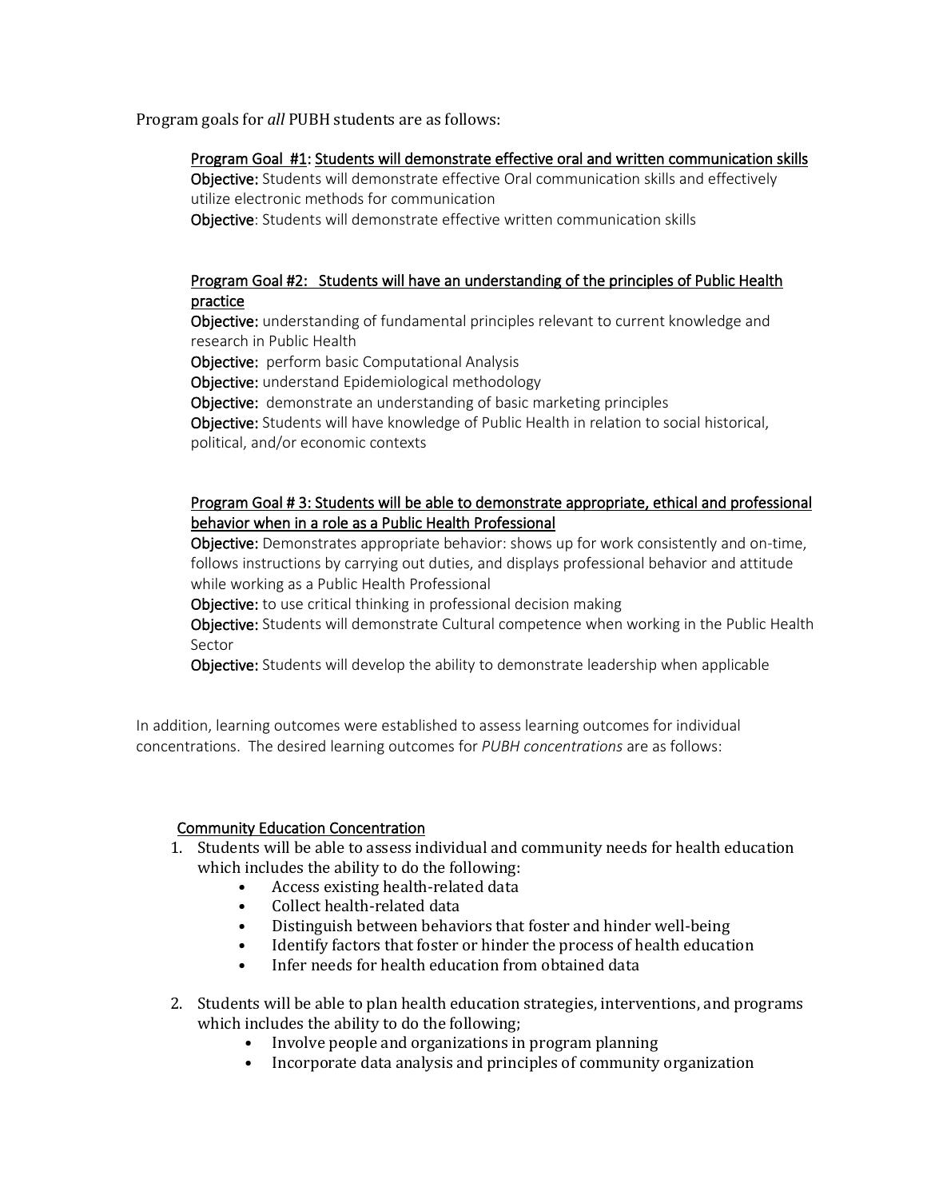Program goals for *all* PUBH students are as follows:

<u>Program Goal #1: Students will demonstrate effective oral and written communication skills</u>

**Objective:** Students will demonstrate effective Oral communication skills and effectively utilize electronic methods for communication

**Objective**: Students will demonstrate effective written communication skills

<u>Program Goal #2: Students will have an understanding of the principles of Public Health practice</u>

**Objective:** understanding of fundamental principles relevant to current knowledge and research in Public Health

**Objective:** perform basic Computational Analysis

**Objective:** understand Epidemiological methodology

**Objective:** demonstrate an understanding of basic marketing principles

**Objective:** Students will have knowledge of Public Health in relation to social historical, political, and/or economic contexts

<u>Program Goal # 3: Students will be able to demonstrate appropriate, ethical and professional behavior when in a role as a Public Health Professional</u>

**Objective:** Demonstrates appropriate behavior: shows up for work consistently and on-time, follows instructions by carrying out duties, and displays professional behavior and attitude while working as a Public Health Professional

**Objective:** to use critical thinking in professional decision making

**Objective:** Students will demonstrate Cultural competence when working in the Public Health Sector

**Objective:** Students will develop the ability to demonstrate leadership when applicable

In addition, learning outcomes were established to assess learning outcomes for individual concentrations. The desired learning outcomes for *PUBH concentrations* are as follows:

<u>Community Education Concentration</u>

1. Students will be able to assess individual and community needs for health education which includes the ability to do the following:
    - Access existing health-related data
    - Collect health-related data
    - Distinguish between behaviors that foster and hinder well-being
    - Identify factors that foster or hinder the process of health education
    - Infer needs for health education from obtained data

2. Students will be able to plan health education strategies, interventions, and programs which includes the ability to do the following;
    - Involve people and organizations in program planning
    - Incorporate data analysis and principles of community organization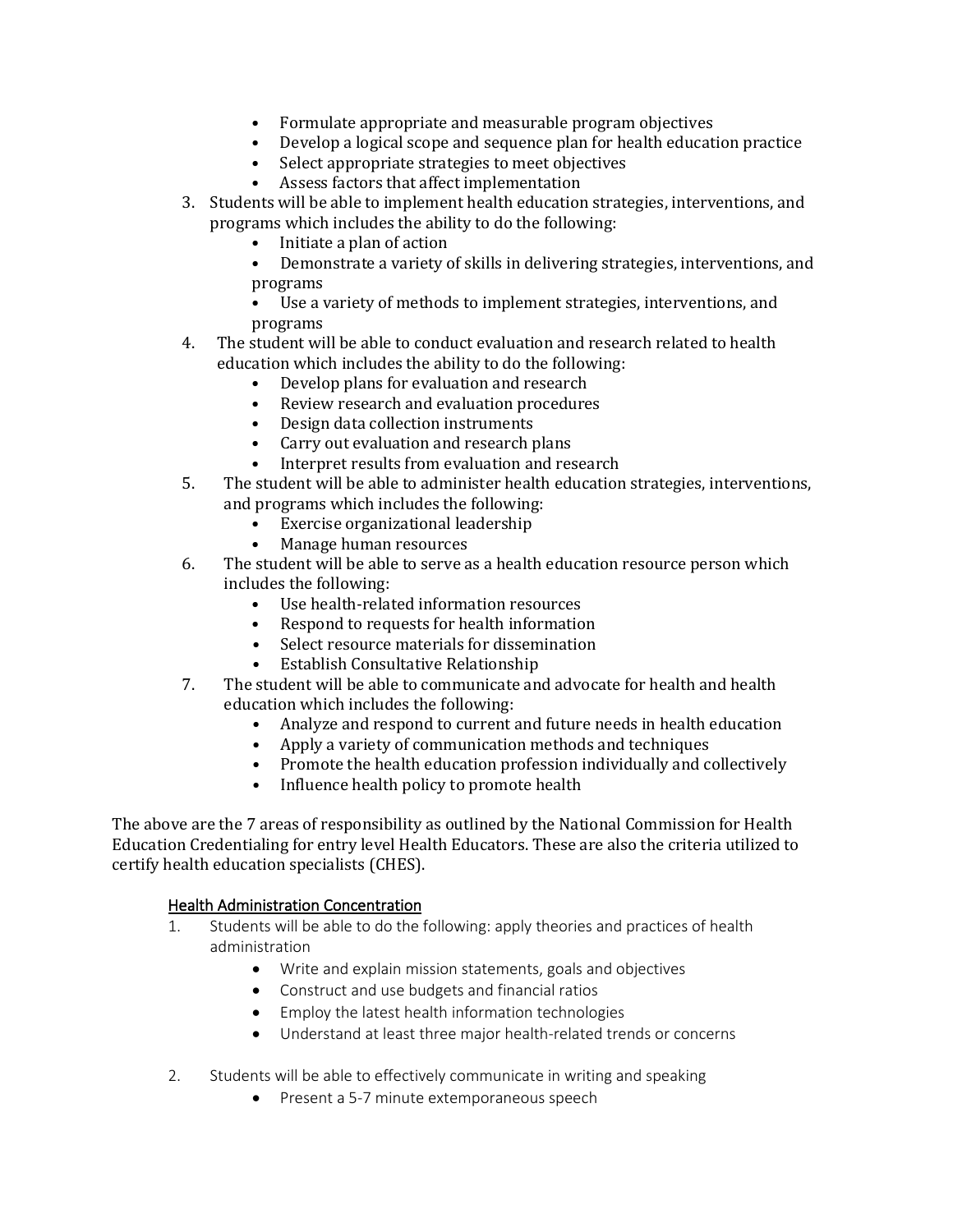- Formulate appropriate and measurable program objectives
- Develop a logical scope and sequence plan for health education practice
- Select appropriate strategies to meet objectives
- Assess factors that affect implementation

3. Students will be able to implement health education strategies, interventions, and programs which includes the ability to do the following:
    - Initiate a plan of action
    - Demonstrate a variety of skills in delivering strategies, interventions, and programs
    - Use a variety of methods to implement strategies, interventions, and programs
4. The student will be able to conduct evaluation and research related to health education which includes the ability to do the following:
    - Develop plans for evaluation and research
    - Review research and evaluation procedures
    - Design data collection instruments
    - Carry out evaluation and research plans
    - Interpret results from evaluation and research
5. The student will be able to administer health education strategies, interventions, and programs which includes the following:
    - Exercise organizational leadership
    - Manage human resources
6. The student will be able to serve as a health education resource person which includes the following:
    - Use health-related information resources
    - Respond to requests for health information
    - Select resource materials for dissemination
    - Establish Consultative Relationship
7. The student will be able to communicate and advocate for health and health education which includes the following:
    - Analyze and respond to current and future needs in health education
    - Apply a variety of communication methods and techniques
    - Promote the health education profession individually and collectively
    - Influence health policy to promote health

The above are the 7 areas of responsibility as outlined by the National Commission for Health Education Credentialing for entry level Health Educators. These are also the criteria utilized to certify health education specialists (CHES).

## Health Administration Concentration

1. Students will be able to do the following: apply theories and practices of health administration
    - Write and explain mission statements, goals and objectives
    - Construct and use budgets and financial ratios
    - Employ the latest health information technologies
    - Understand at least three major health-related trends or concerns

2. Students will be able to effectively communicate in writing and speaking
    - Present a 5-7 minute extemporaneous speech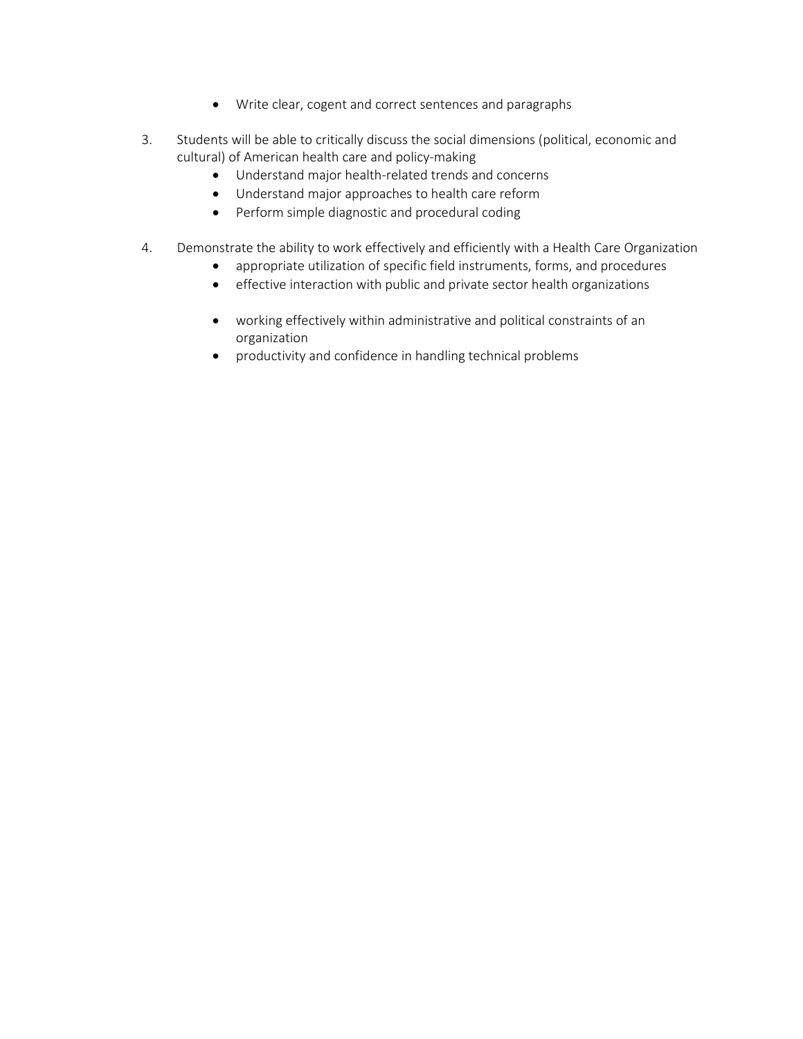- Write clear, cogent and correct sentences and paragraphs

3. Students will be able to critically discuss the social dimensions (political, economic and cultural) of American health care and policy-making
    - Understand major health-related trends and concerns
    - Understand major approaches to health care reform
    - Perform simple diagnostic and procedural coding

4. Demonstrate the ability to work effectively and efficiently with a Health Care Organization
    - appropriate utilization of specific field instruments, forms, and procedures
    - effective interaction with public and private sector health organizations
    - working effectively within administrative and political constraints of an organization
    - productivity and confidence in handling technical problems